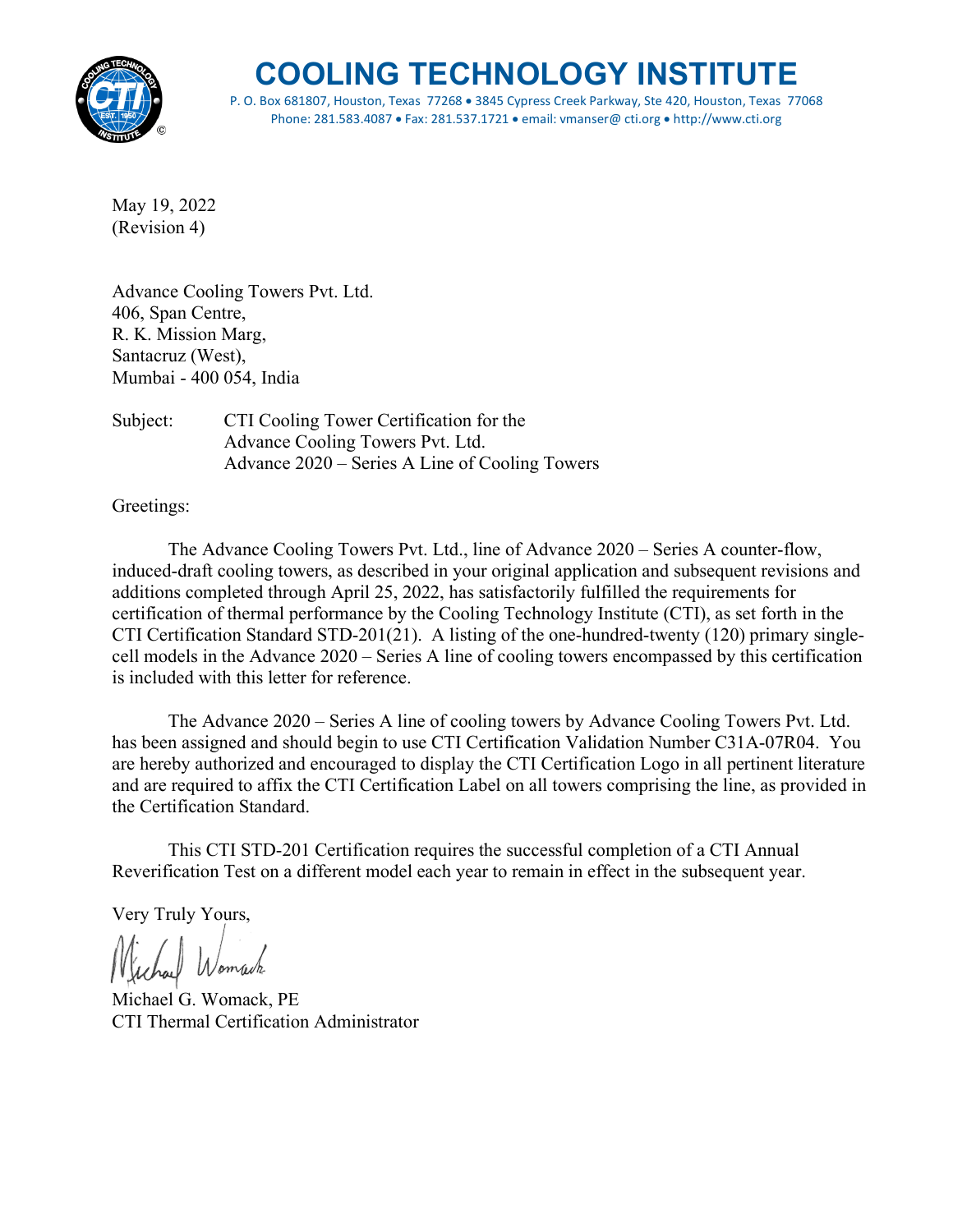# COOLING TECHNOLOGY INSTITUTE

P. O. Box 681807, Houston, Texas 77268 • 3845 Cypress Creek Parkway, Ste 420, Houston, Texas 77068
Phone: 281.583.4087 • Fax: 281.537.1721 • email: vmanser@ cti.org • http://www.cti.org

May 19, 2022
(Revision 4)

Advance Cooling Towers Pvt. Ltd.
406, Span Centre,
R. K. Mission Marg,
Santacruz (West),
Mumbai - 400 054, India

Subject: CTI Cooling Tower Certification for the
Advance Cooling Towers Pvt. Ltd.
Advance 2020 – Series A Line of Cooling Towers

Greetings:

The Advance Cooling Towers Pvt. Ltd., line of Advance 2020 – Series A counter-flow, induced-draft cooling towers, as described in your original application and subsequent revisions and additions completed through April 25, 2022, has satisfactorily fulfilled the requirements for certification of thermal performance by the Cooling Technology Institute (CTI), as set forth in the CTI Certification Standard STD-201(21). A listing of the one-hundred-twenty (120) primary single-cell models in the Advance 2020 – Series A line of cooling towers encompassed by this certification is included with this letter for reference.

The Advance 2020 – Series A line of cooling towers by Advance Cooling Towers Pvt. Ltd. has been assigned and should begin to use CTI Certification Validation Number C31A-07R04. You are hereby authorized and encouraged to display the CTI Certification Logo in all pertinent literature and are required to affix the CTI Certification Label on all towers comprising the line, as provided in the Certification Standard.

This CTI STD-201 Certification requires the successful completion of a CTI Annual Reverification Test on a different model each year to remain in effect in the subsequent year.

Very Truly Yours,

Michael G. Womack, PE
CTI Thermal Certification Administrator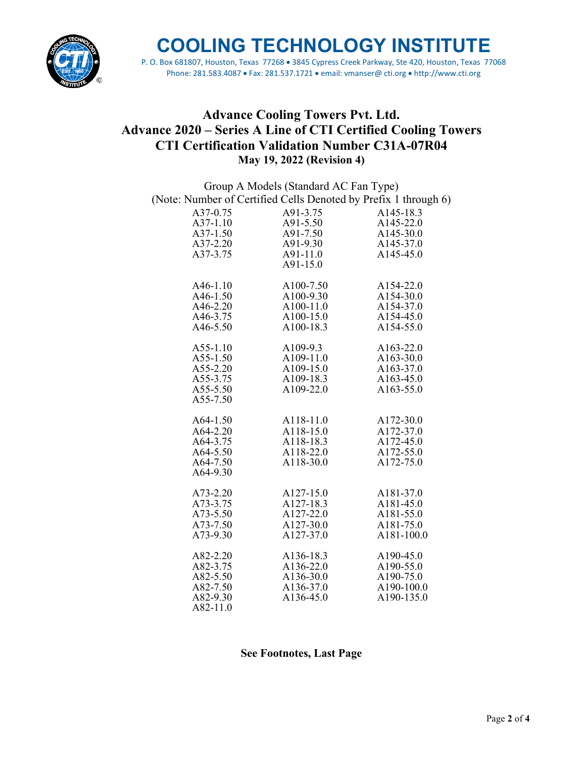# COOLING TECHNOLOGY INSTITUTE

P. O. Box 681807, Houston, Texas 77268 • 3845 Cypress Creek Parkway, Ste 420, Houston, Texas 77068
Phone: 281.583.4087 • Fax: 281.537.1721 • email: vmanser@ cti.org • http://www.cti.org

## Advance Cooling Towers Pvt. Ltd.
## Advance 2020 – Series A Line of CTI Certified Cooling Towers
## CTI Certification Validation Number C31A-07R04
### May 19, 2022 (Revision 4)

Group A Models (Standard AC Fan Type)
(Note: Number of Certified Cells Denoted by Prefix 1 through 6)

| | | |
|---|---|---|
| A37-0.75 | A91-3.75 | A145-18.3 |
| A37-1.10 | A91-5.50 | A145-22.0 |
| A37-1.50 | A91-7.50 | A145-30.0 |
| A37-2.20 | A91-9.30 | A145-37.0 |
| A37-3.75 | A91-11.0 | A145-45.0 |
| | A91-15.0 | |
| A46-1.10 | A100-7.50 | A154-22.0 |
| A46-1.50 | A100-9.30 | A154-30.0 |
| A46-2.20 | A100-11.0 | A154-37.0 |
| A46-3.75 | A100-15.0 | A154-45.0 |
| A46-5.50 | A100-18.3 | A154-55.0 |
| A55-1.10 | A109-9.3 | A163-22.0 |
| A55-1.50 | A109-11.0 | A163-30.0 |
| A55-2.20 | A109-15.0 | A163-37.0 |
| A55-3.75 | A109-18.3 | A163-45.0 |
| A55-5.50 | A109-22.0 | A163-55.0 |
| A55-7.50 | | |
| A64-1.50 | A118-11.0 | A172-30.0 |
| A64-2.20 | A118-15.0 | A172-37.0 |
| A64-3.75 | A118-18.3 | A172-45.0 |
| A64-5.50 | A118-22.0 | A172-55.0 |
| A64-7.50 | A118-30.0 | A172-75.0 |
| A64-9.30 | | |
| A73-2.20 | A127-15.0 | A181-37.0 |
| A73-3.75 | A127-18.3 | A181-45.0 |
| A73-5.50 | A127-22.0 | A181-55.0 |
| A73-7.50 | A127-30.0 | A181-75.0 |
| A73-9.30 | A127-37.0 | A181-100.0 |
| A82-2.20 | A136-18.3 | A190-45.0 |
| A82-3.75 | A136-22.0 | A190-55.0 |
| A82-5.50 | A136-30.0 | A190-75.0 |
| A82-7.50 | A136-37.0 | A190-100.0 |
| A82-9.30 | A136-45.0 | A190-135.0 |
| A82-11.0 | | |

**See Footnotes, Last Page**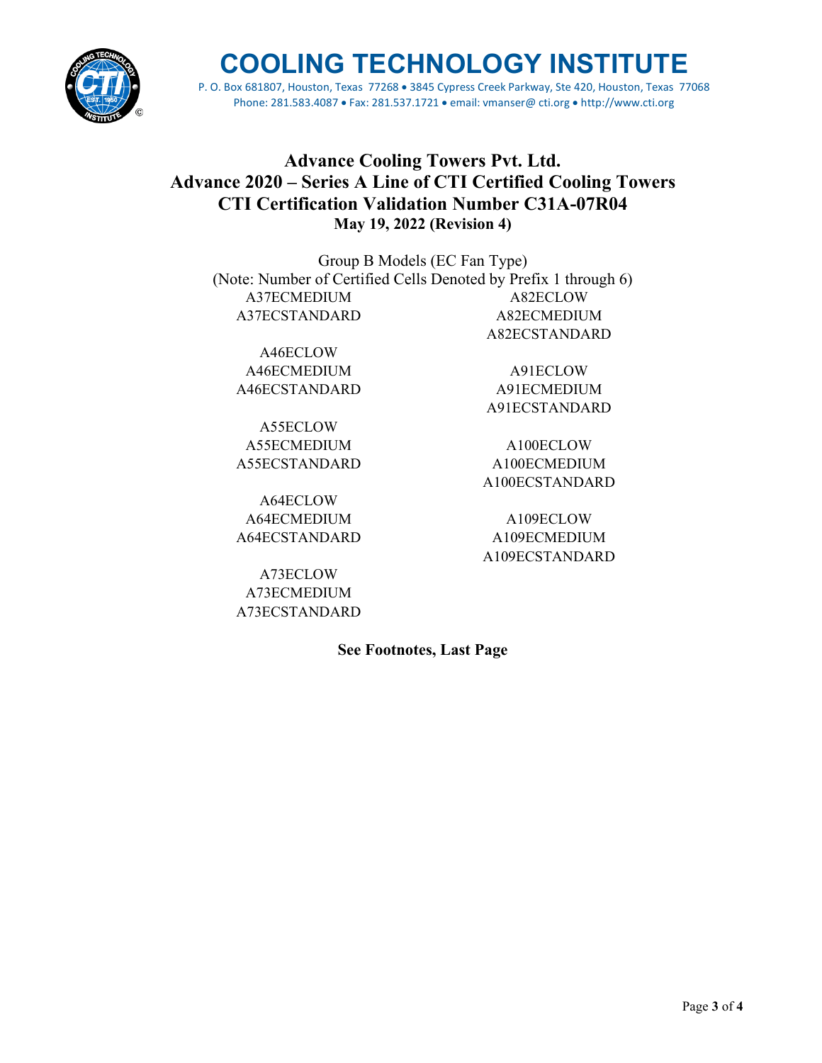# COOLING TECHNOLOGY INSTITUTE

P. O. Box 681807, Houston, Texas 77268 • 3845 Cypress Creek Parkway, Ste 420, Houston, Texas 77068
Phone: 281.583.4087 • Fax: 281.537.1721 • email: vmanser@ cti.org • http://www.cti.org

## Advance Cooling Towers Pvt. Ltd.
## Advance 2020 – Series A Line of CTI Certified Cooling Towers
## CTI Certification Validation Number C31A-07R04
### May 19, 2022 (Revision 4)

Group B Models (EC Fan Type)
(Note: Number of Certified Cells Denoted by Prefix 1 through 6)

A37ECMEDIUM
A37ECSTANDARD

A46ECLOW
A46ECMEDIUM
A46ECSTANDARD

A55ECLOW
A55ECMEDIUM
A55ECSTANDARD

A64ECLOW
A64ECMEDIUM
A64ECSTANDARD

A73ECLOW
A73ECMEDIUM
A73ECSTANDARD

A82ECLOW
A82ECMEDIUM
A82ECSTANDARD

A91ECLOW
A91ECMEDIUM
A91ECSTANDARD

A100ECLOW
A100ECMEDIUM
A100ECSTANDARD

A109ECLOW
A109ECMEDIUM
A109ECSTANDARD

**See Footnotes, Last Page**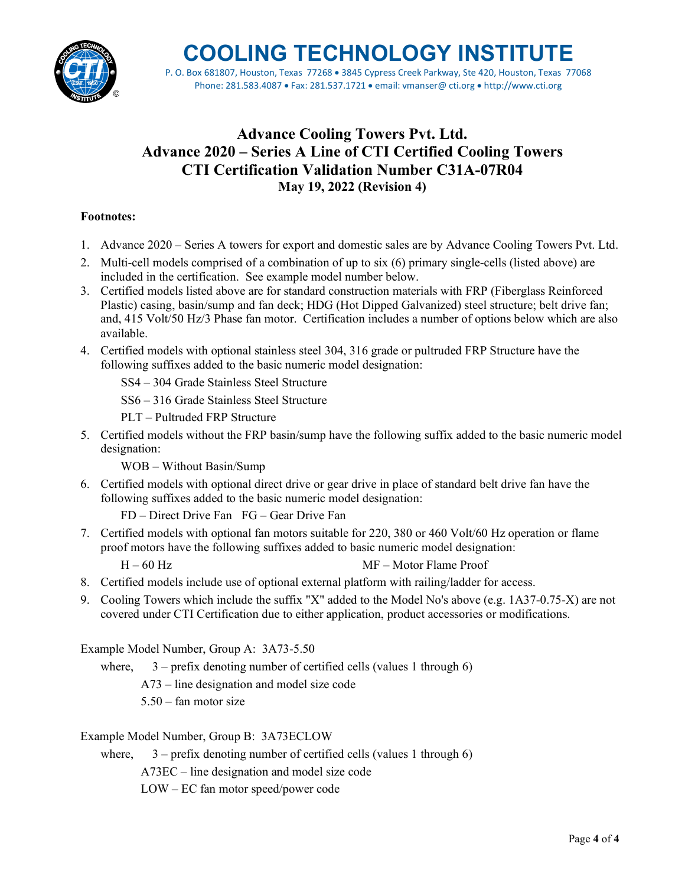# COOLING TECHNOLOGY INSTITUTE

P. O. Box 681807, Houston, Texas 77268 • 3845 Cypress Creek Parkway, Ste 420, Houston, Texas 77068
Phone: 281.583.4087 • Fax: 281.537.1721 • email: vmanser@ cti.org • http://www.cti.org

## Advance Cooling Towers Pvt. Ltd.
## Advance 2020 – Series A Line of CTI Certified Cooling Towers
## CTI Certification Validation Number C31A-07R04
### May 19, 2022 (Revision 4)

**Footnotes:**

1. Advance 2020 – Series A towers for export and domestic sales are by Advance Cooling Towers Pvt. Ltd.
2. Multi-cell models comprised of a combination of up to six (6) primary single-cells (listed above) are included in the certification. See example model number below.
3. Certified models listed above are for standard construction materials with FRP (Fiberglass Reinforced Plastic) casing, basin/sump and fan deck; HDG (Hot Dipped Galvanized) steel structure; belt drive fan; and, 415 Volt/50 Hz/3 Phase fan motor. Certification includes a number of options below which are also available.
4. Certified models with optional stainless steel 304, 316 grade or pultruded FRP Structure have the following suffixes added to the basic numeric model designation:

   SS4 – 304 Grade Stainless Steel Structure

   SS6 – 316 Grade Stainless Steel Structure

   PLT – Pultruded FRP Structure
5. Certified models without the FRP basin/sump have the following suffix added to the basic numeric model designation:

   WOB – Without Basin/Sump
6. Certified models with optional direct drive or gear drive in place of standard belt drive fan have the following suffixes added to the basic numeric model designation:

   FD – Direct Drive Fan FG – Gear Drive Fan
7. Certified models with optional fan motors suitable for 220, 380 or 460 Volt/60 Hz operation or flame proof motors have the following suffixes added to basic numeric model designation:

   H – 60 Hz MF – Motor Flame Proof
8. Certified models include use of optional external platform with railing/ladder for access.
9. Cooling Towers which include the suffix "X" added to the Model No's above (e.g. 1A37-0.75-X) are not covered under CTI Certification due to either application, product accessories or modifications.

Example Model Number, Group A: 3A73-5.50

where, 3 – prefix denoting number of certified cells (values 1 through 6)

A73 – line designation and model size code

5.50 – fan motor size

Example Model Number, Group B: 3A73ECLOW

where, 3 – prefix denoting number of certified cells (values 1 through 6)

A73EC – line designation and model size code

LOW – EC fan motor speed/power code